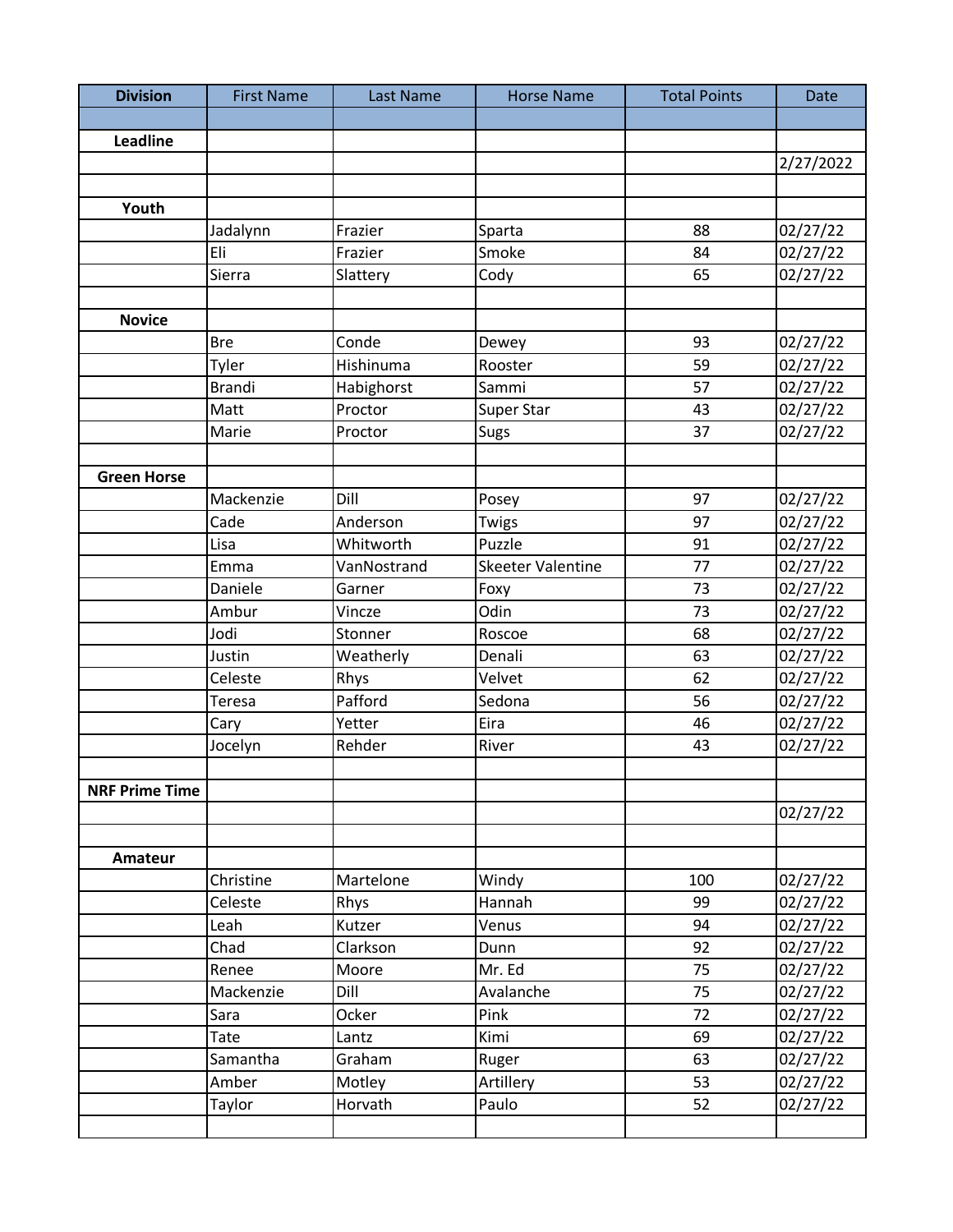| Division | First Name | Last Name | Horse Name | Total Points | Date |
|---|---|---|---|---|---|
| | | | | | |
| **Leadline** | | | | | |
| | | | | | 2/27/2022 |
| | | | | | |
| **Youth** | | | | | |
| | Jadalynn | Frazier | Sparta | 88 | 02/27/22 |
| | Eli | Frazier | Smoke | 84 | 02/27/22 |
| | Sierra | Slattery | Cody | 65 | 02/27/22 |
| | | | | | |
| **Novice** | | | | | |
| | Bre | Conde | Dewey | 93 | 02/27/22 |
| | Tyler | Hishinuma | Rooster | 59 | 02/27/22 |
| | Brandi | Habighorst | Sammi | 57 | 02/27/22 |
| | Matt | Proctor | Super Star | 43 | 02/27/22 |
| | Marie | Proctor | Sugs | 37 | 02/27/22 |
| | | | | | |
| **Green Horse** | | | | | |
| | Mackenzie | Dill | Posey | 97 | 02/27/22 |
| | Cade | Anderson | Twigs | 97 | 02/27/22 |
| | Lisa | Whitworth | Puzzle | 91 | 02/27/22 |
| | Emma | VanNostrand | Skeeter Valentine | 77 | 02/27/22 |
| | Daniele | Garner | Foxy | 73 | 02/27/22 |
| | Ambur | Vincze | Odin | 73 | 02/27/22 |
| | Jodi | Stonner | Roscoe | 68 | 02/27/22 |
| | Justin | Weatherly | Denali | 63 | 02/27/22 |
| | Celeste | Rhys | Velvet | 62 | 02/27/22 |
| | Teresa | Pafford | Sedona | 56 | 02/27/22 |
| | Cary | Yetter | Eira | 46 | 02/27/22 |
| | Jocelyn | Rehder | River | 43 | 02/27/22 |
| | | | | | |
| **NRF Prime Time** | | | | | |
| | | | | | 02/27/22 |
| | | | | | |
| **Amateur** | | | | | |
| | Christine | Martelone | Windy | 100 | 02/27/22 |
| | Celeste | Rhys | Hannah | 99 | 02/27/22 |
| | Leah | Kutzer | Venus | 94 | 02/27/22 |
| | Chad | Clarkson | Dunn | 92 | 02/27/22 |
| | Renee | Moore | Mr. Ed | 75 | 02/27/22 |
| | Mackenzie | Dill | Avalanche | 75 | 02/27/22 |
| | Sara | Ocker | Pink | 72 | 02/27/22 |
| | Tate | Lantz | Kimi | 69 | 02/27/22 |
| | Samantha | Graham | Ruger | 63 | 02/27/22 |
| | Amber | Motley | Artillery | 53 | 02/27/22 |
| | Taylor | Horvath | Paulo | 52 | 02/27/22 |
| | | | | | |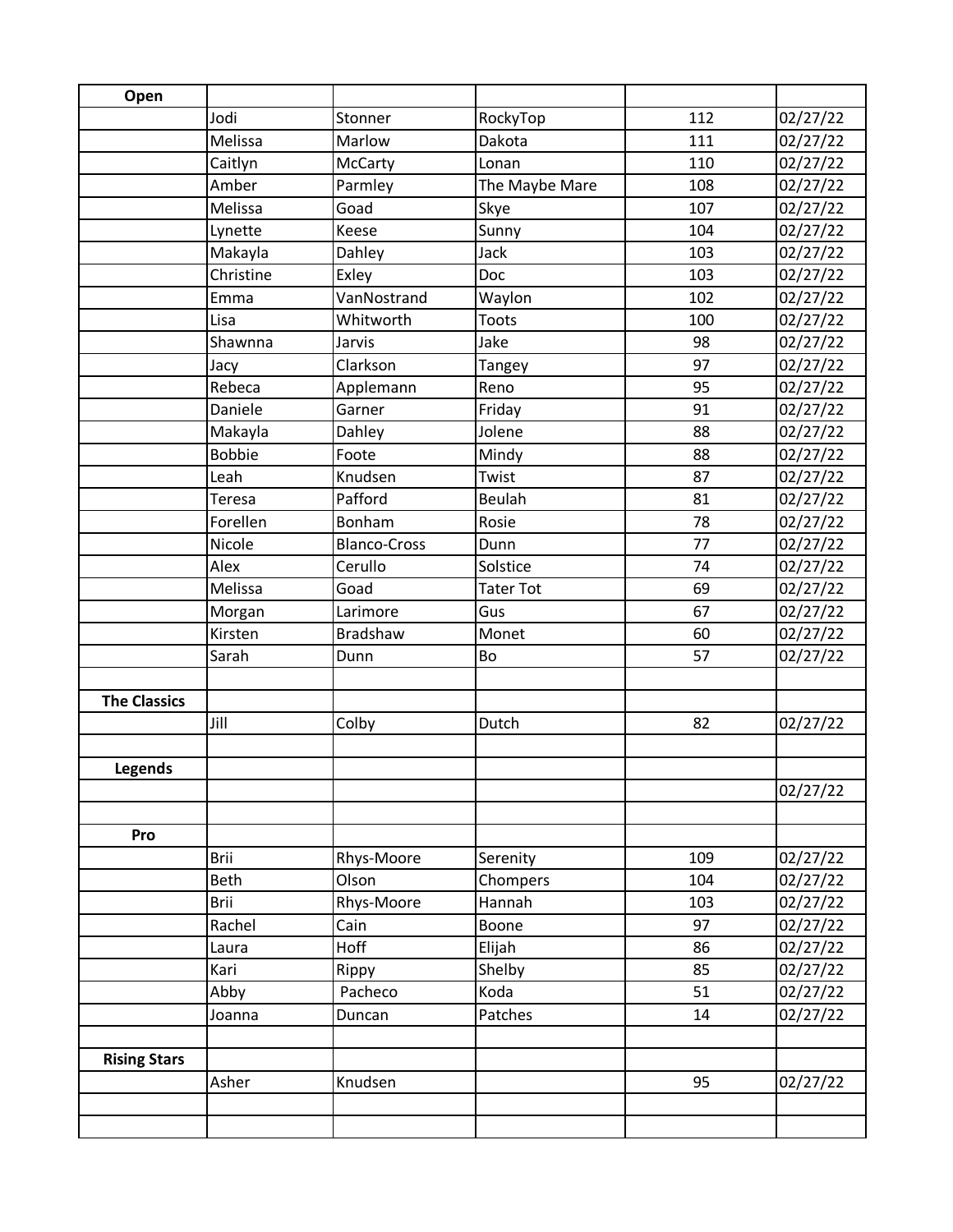| Open | | | | | |
|---|---|---|---|---|---|
| | Jodi | Stonner | RockyTop | 112 | 02/27/22 |
| | Melissa | Marlow | Dakota | 111 | 02/27/22 |
| | Caitlyn | McCarty | Lonan | 110 | 02/27/22 |
| | Amber | Parmley | The Maybe Mare | 108 | 02/27/22 |
| | Melissa | Goad | Skye | 107 | 02/27/22 |
| | Lynette | Keese | Sunny | 104 | 02/27/22 |
| | Makayla | Dahley | Jack | 103 | 02/27/22 |
| | Christine | Exley | Doc | 103 | 02/27/22 |
| | Emma | VanNostrand | Waylon | 102 | 02/27/22 |
| | Lisa | Whitworth | Toots | 100 | 02/27/22 |
| | Shawnna | Jarvis | Jake | 98 | 02/27/22 |
| | Jacy | Clarkson | Tangey | 97 | 02/27/22 |
| | Rebeca | Applemann | Reno | 95 | 02/27/22 |
| | Daniele | Garner | Friday | 91 | 02/27/22 |
| | Makayla | Dahley | Jolene | 88 | 02/27/22 |
| | Bobbie | Foote | Mindy | 88 | 02/27/22 |
| | Leah | Knudsen | Twist | 87 | 02/27/22 |
| | Teresa | Pafford | Beulah | 81 | 02/27/22 |
| | Forellen | Bonham | Rosie | 78 | 02/27/22 |
| | Nicole | Blanco-Cross | Dunn | 77 | 02/27/22 |
| | Alex | Cerullo | Solstice | 74 | 02/27/22 |
| | Melissa | Goad | Tater Tot | 69 | 02/27/22 |
| | Morgan | Larimore | Gus | 67 | 02/27/22 |
| | Kirsten | Bradshaw | Monet | 60 | 02/27/22 |
| | Sarah | Dunn | Bo | 57 | 02/27/22 |
| | | | | | |
| **The Classics** | | | | | |
| | Jill | Colby | Dutch | 82 | 02/27/22 |
| | | | | | |
| **Legends** | | | | | |
| | | | | | 02/27/22 |
| | | | | | |
| **Pro** | | | | | |
| | Brii | Rhys-Moore | Serenity | 109 | 02/27/22 |
| | Beth | Olson | Chompers | 104 | 02/27/22 |
| | Brii | Rhys-Moore | Hannah | 103 | 02/27/22 |
| | Rachel | Cain | Boone | 97 | 02/27/22 |
| | Laura | Hoff | Elijah | 86 | 02/27/22 |
| | Kari | Rippy | Shelby | 85 | 02/27/22 |
| | Abby | Pacheco | Koda | 51 | 02/27/22 |
| | Joanna | Duncan | Patches | 14 | 02/27/22 |
| | | | | | |
| **Rising Stars** | | | | | |
| | Asher | Knudsen | | 95 | 02/27/22 |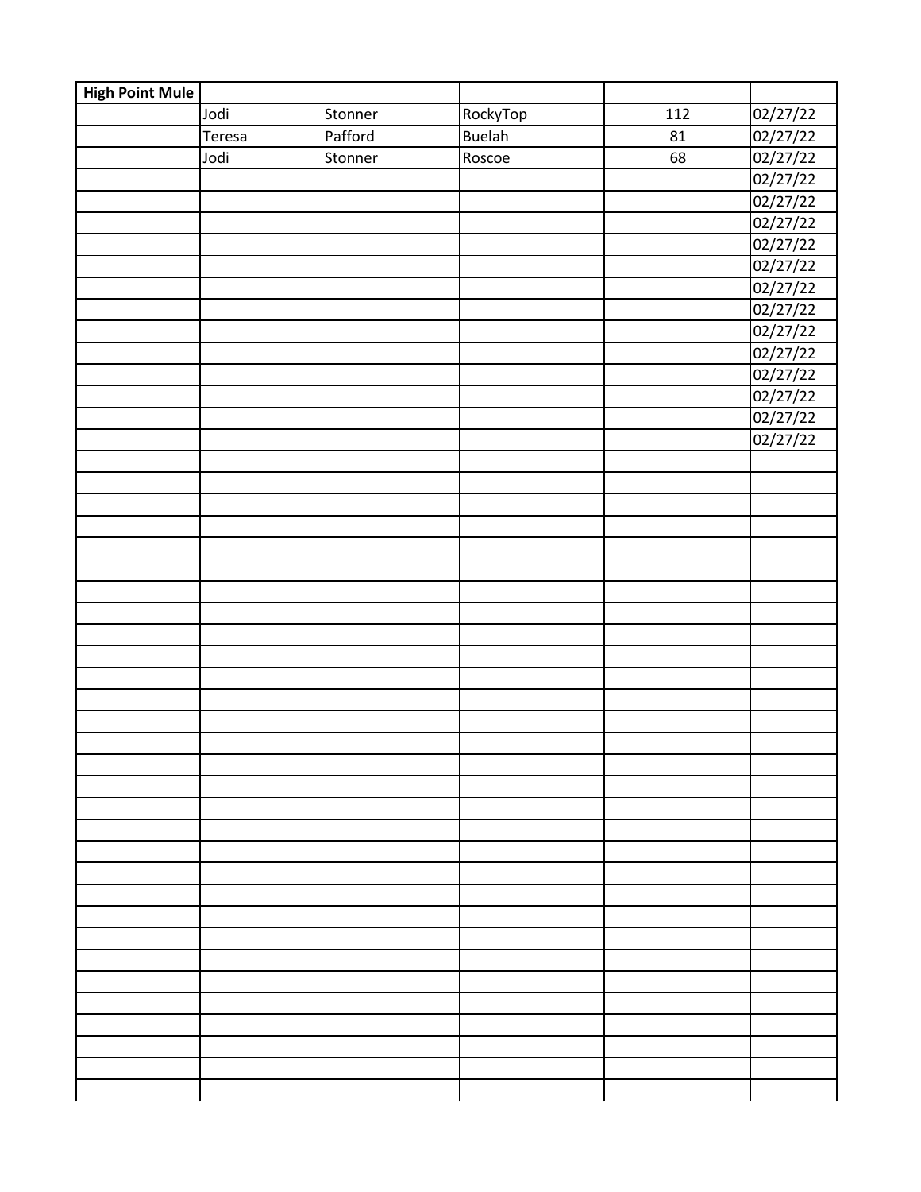| High Point Mule | | | | | |
|---|---|---|---|---|---|
| | Jodi | Stonner | RockyTop | 112 | 02/27/22 |
| | Teresa | Pafford | Buelah | 81 | 02/27/22 |
| | Jodi | Stonner | Roscoe | 68 | 02/27/22 |
| | | | | | 02/27/22 |
| | | | | | 02/27/22 |
| | | | | | 02/27/22 |
| | | | | | 02/27/22 |
| | | | | | 02/27/22 |
| | | | | | 02/27/22 |
| | | | | | 02/27/22 |
| | | | | | 02/27/22 |
| | | | | | 02/27/22 |
| | | | | | 02/27/22 |
| | | | | | 02/27/22 |
| | | | | | 02/27/22 |
| | | | | | 02/27/22 |